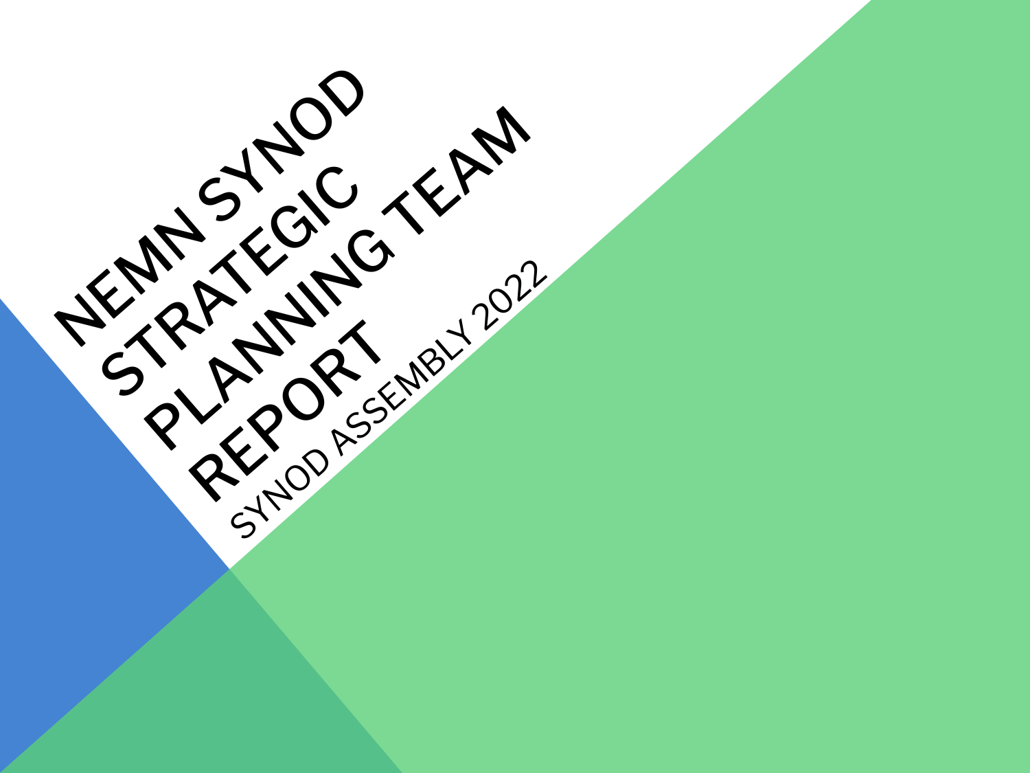# NEMN Synod Strategic Planning Team Report

SYNOD ASSEMBLY 2022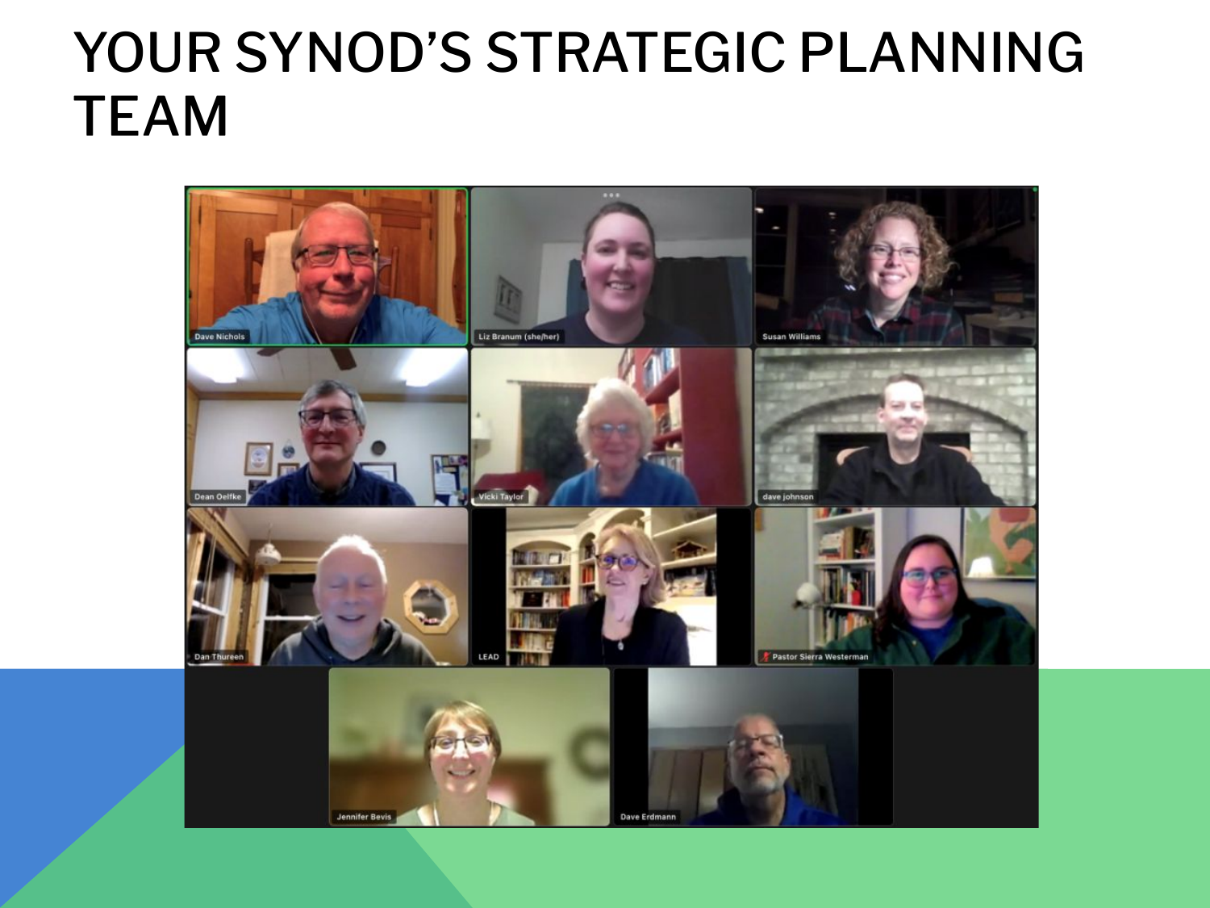# YOUR SYNOD'S STRATEGIC PLANNING TEAM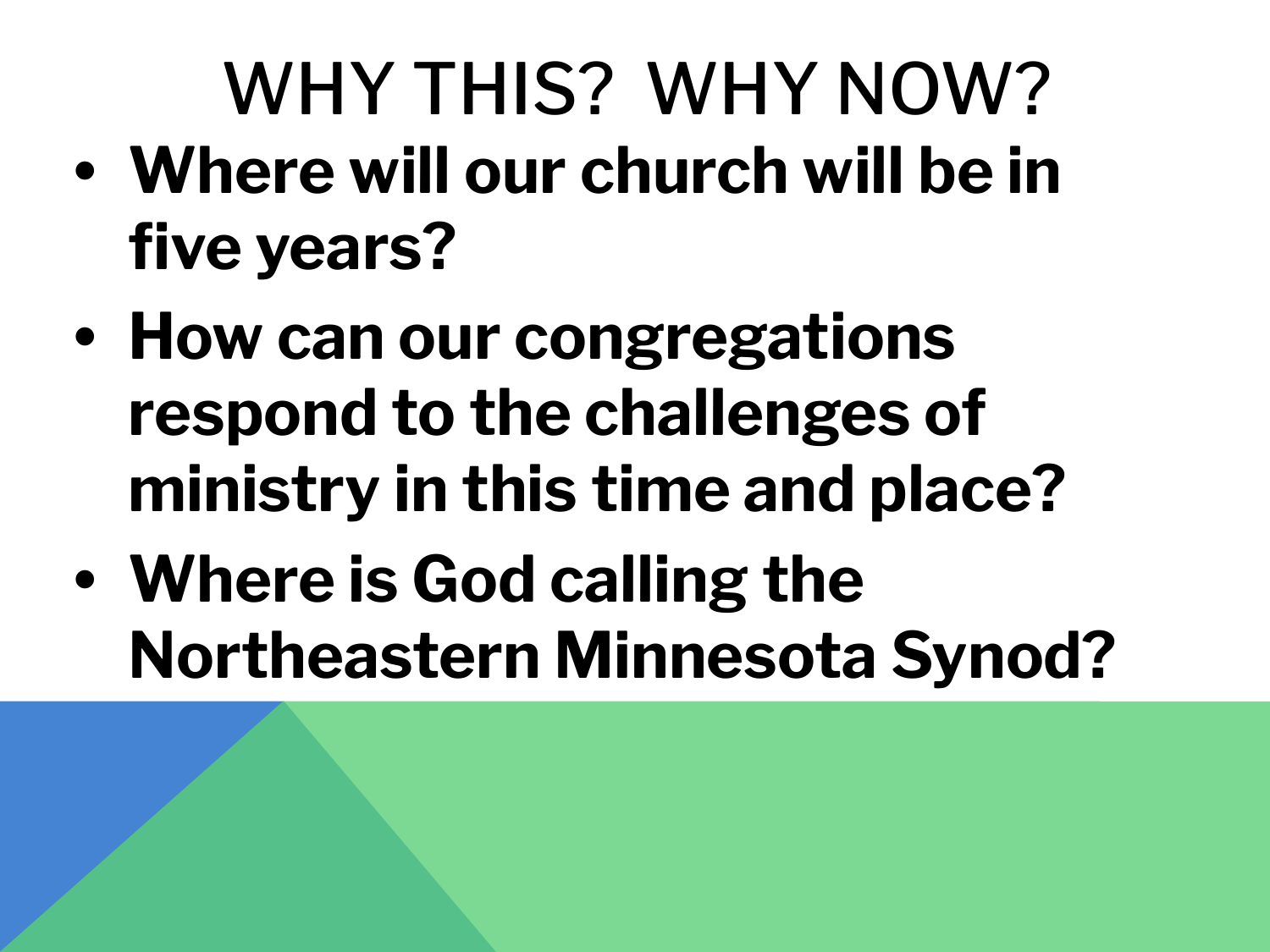# WHY THIS? WHY NOW?

- **Where will our church will be in five years?**
- **How can our congregations respond to the challenges of ministry in this time and place?**
- **Where is God calling the Northeastern Minnesota Synod?**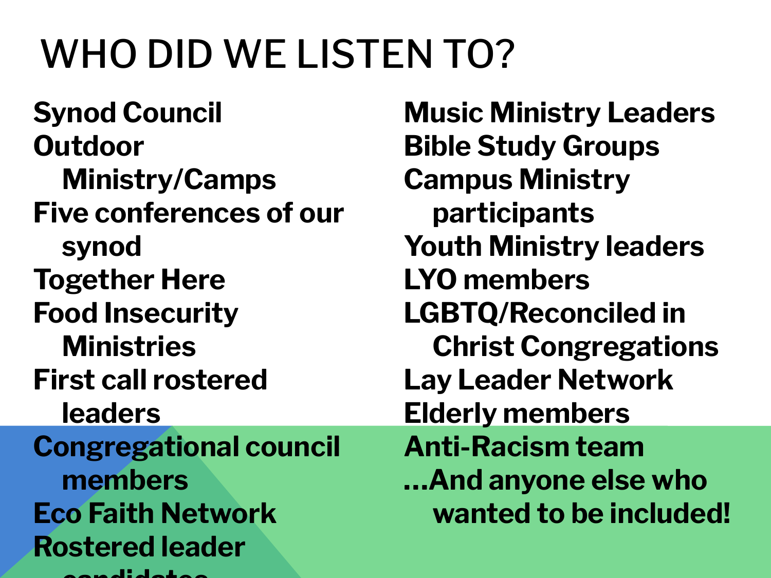# WHO DID WE LISTEN TO?

- Synod Council
- Outdoor Ministry/Camps
- Five conferences of our synod
- Together Here
- Food Insecurity Ministries
- First call rostered leaders
- Congregational council members
- Eco Faith Network
- Rostered leader candidates
- Music Ministry Leaders
- Bible Study Groups
- Campus Ministry participants
- Youth Ministry leaders
- LYO members
- LGBTQ/Reconciled in Christ Congregations
- Lay Leader Network
- Elderly members
- Anti-Racism team
- …And anyone else who wanted to be included!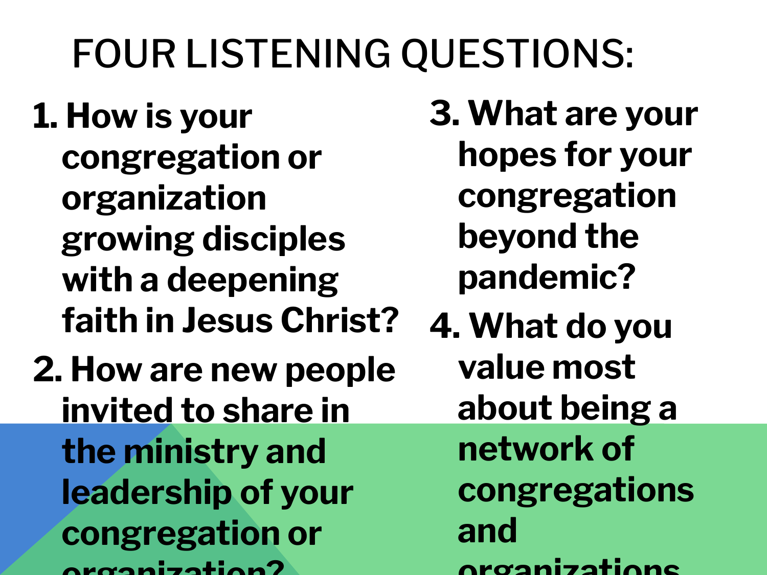# FOUR LISTENING QUESTIONS:

1. **How is your congregation or organization growing disciples with a deepening faith in Jesus Christ?**
2. **How are new people invited to share in the ministry and leadership of your congregation or organization?**
3. **What are your hopes for your congregation beyond the pandemic?**
4. **What do you value most about being a network of congregations and organizations**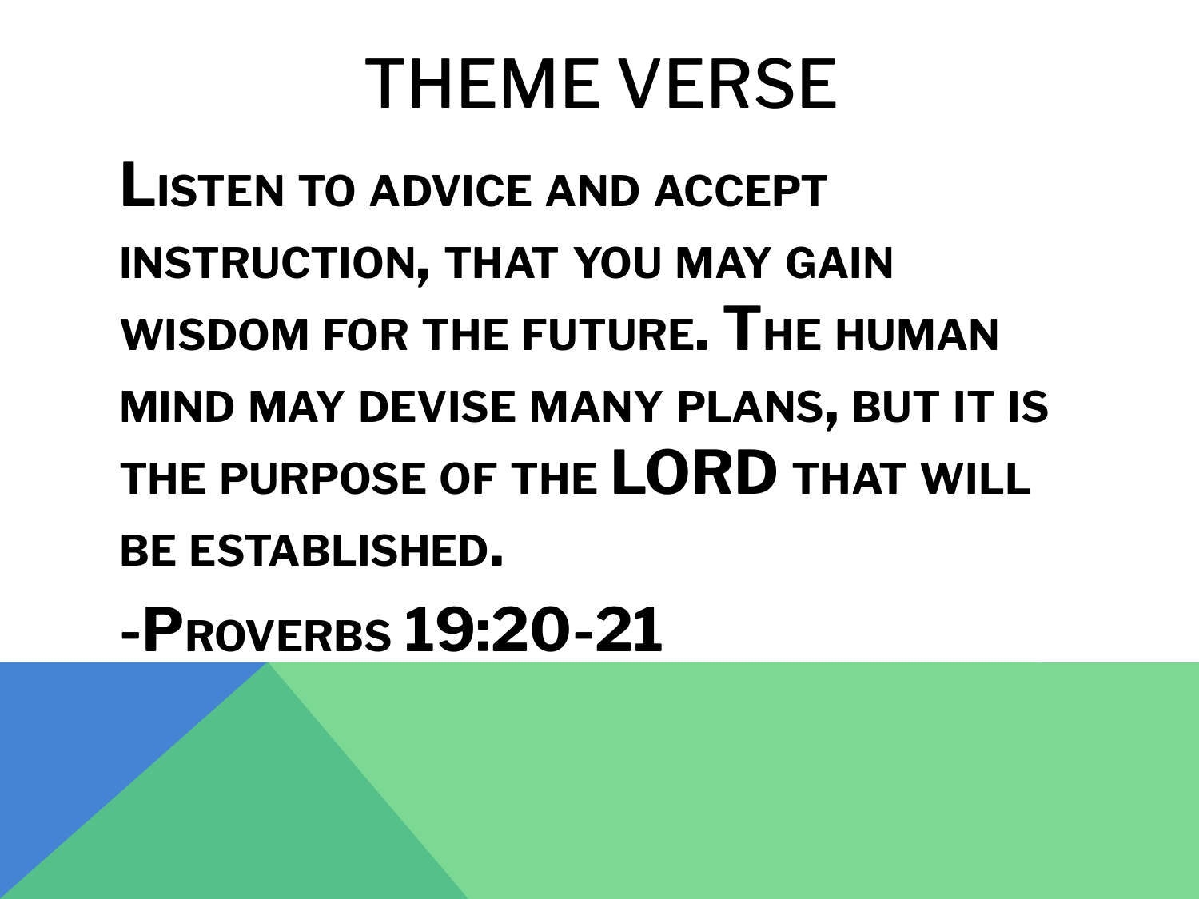# THEME VERSE

**Listen to advice and accept instruction, that you may gain wisdom for the future. The human mind may devise many plans, but it is the purpose of the LORD that will be established.**

**-Proverbs 19:20-21**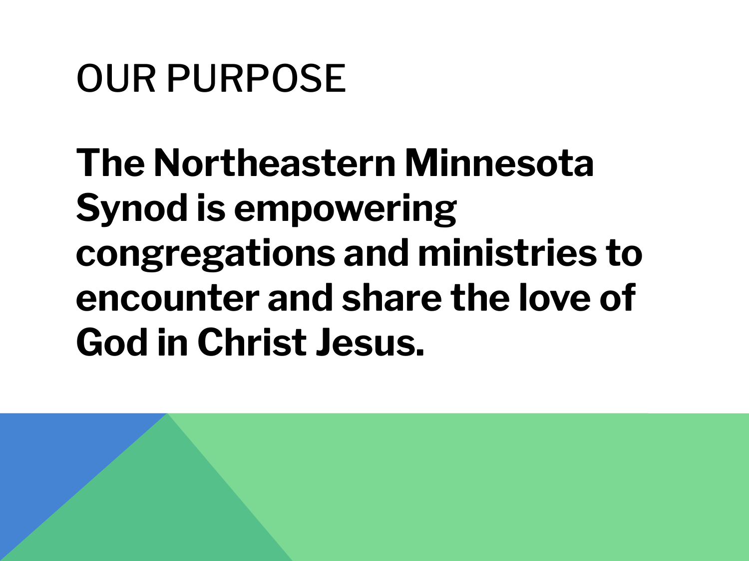# OUR PURPOSE

**The Northeastern Minnesota Synod is empowering congregations and ministries to encounter and share the love of God in Christ Jesus.**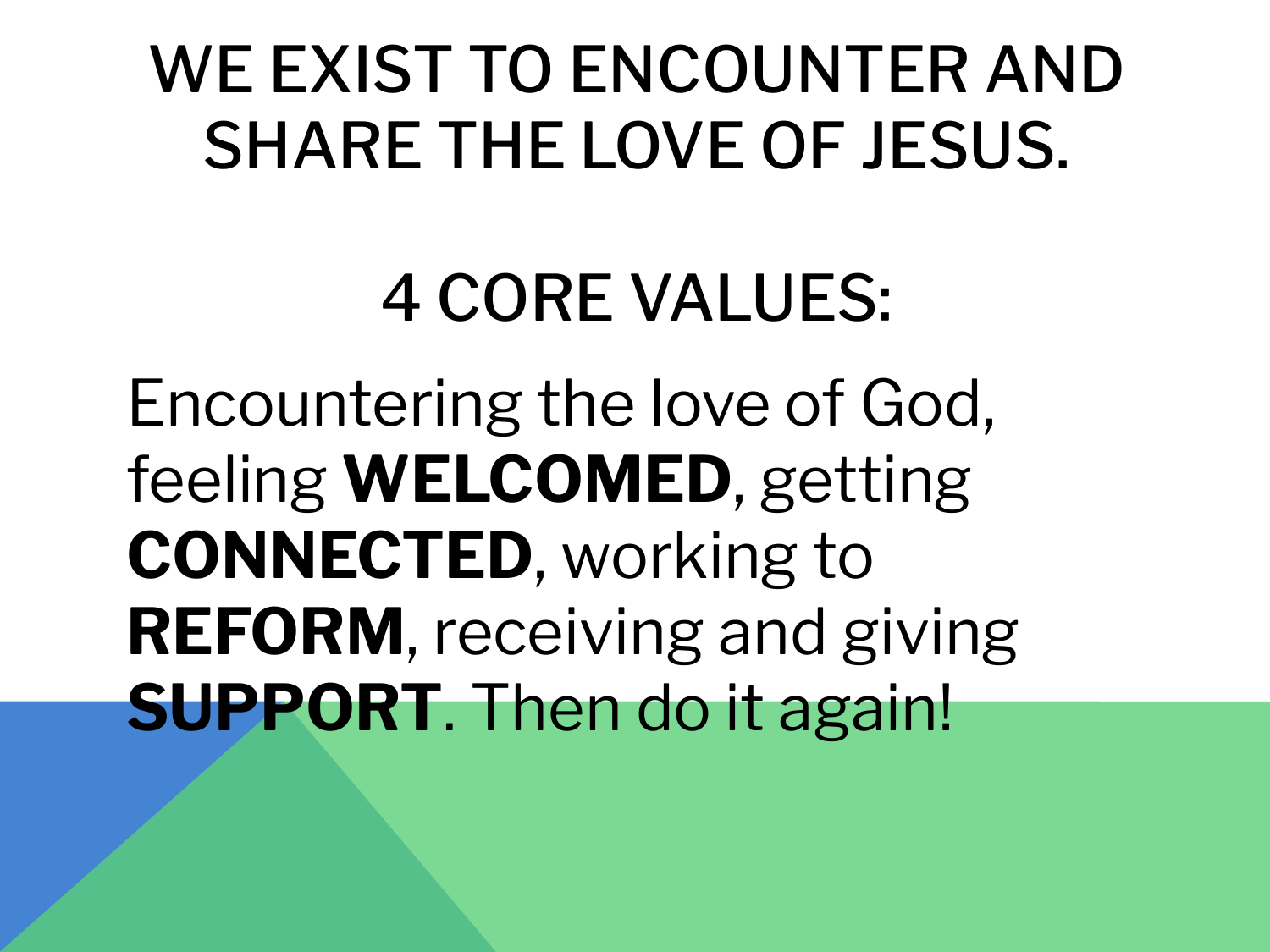# WE EXIST TO ENCOUNTER AND SHARE THE LOVE OF JESUS.

## 4 CORE VALUES:

Encountering the love of God, feeling **WELCOMED**, getting **CONNECTED**, working to **REFORM**, receiving and giving **SUPPORT**. Then do it again!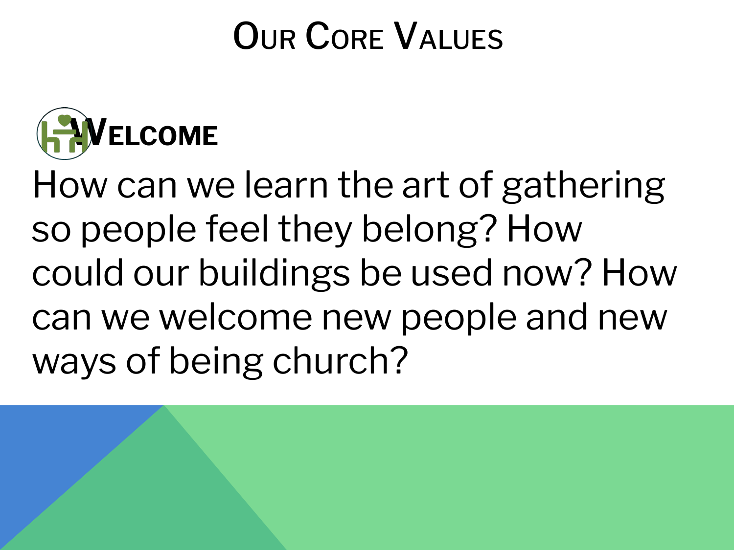# Our Core Values

## Welcome

How can we learn the art of gathering so people feel they belong? How could our buildings be used now? How can we welcome new people and new ways of being church?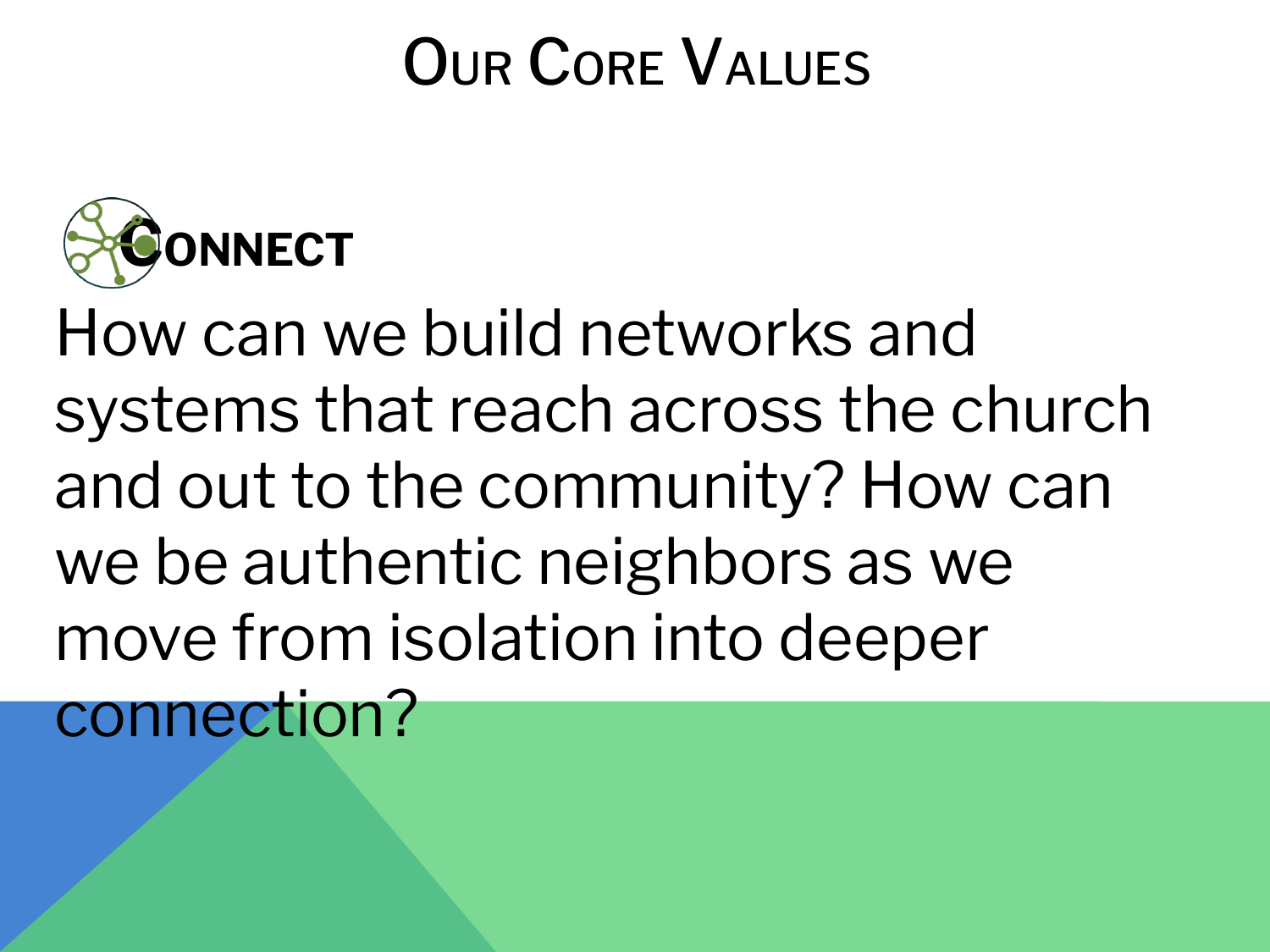# Our Core Values

## Connect

How can we build networks and systems that reach across the church and out to the community? How can we be authentic neighbors as we move from isolation into deeper connection?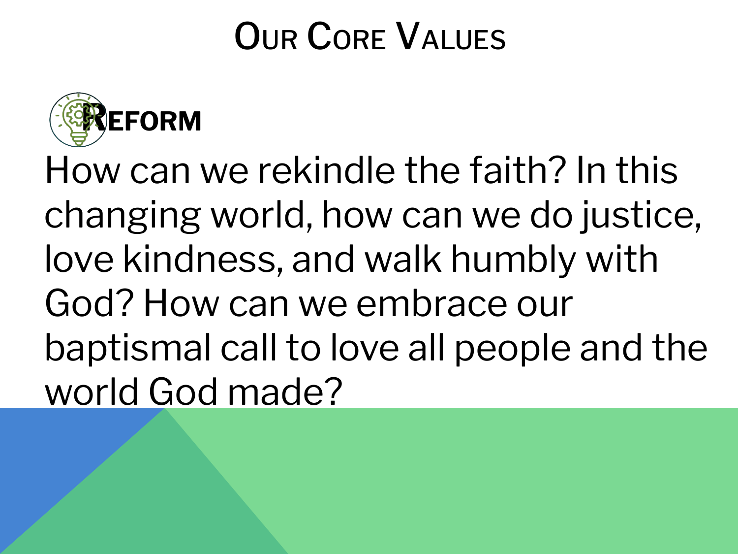# Our Core Values

## Reform

How can we rekindle the faith? In this changing world, how can we do justice, love kindness, and walk humbly with God? How can we embrace our baptismal call to love all people and the world God made?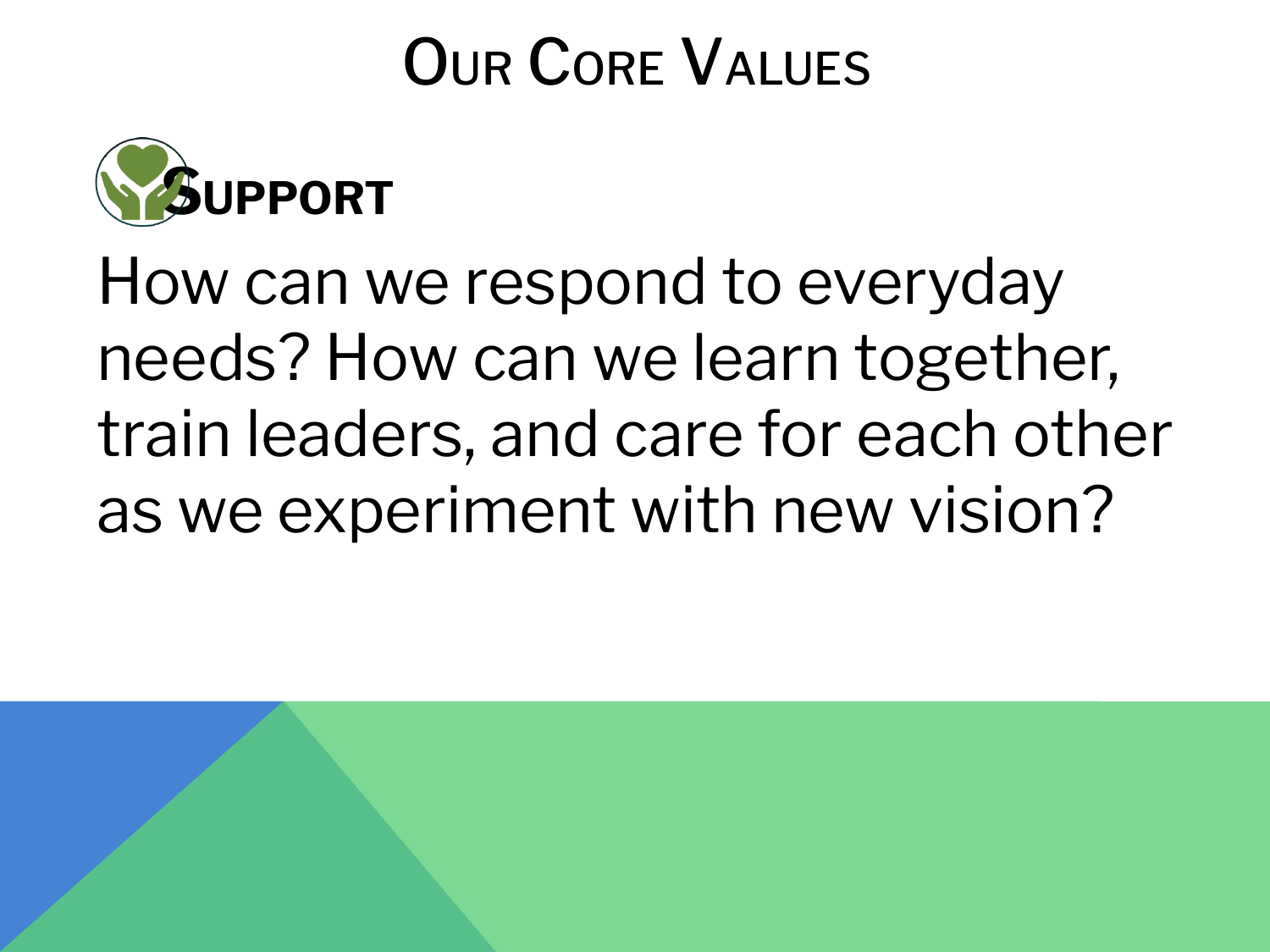# Our Core Values

## Support

How can we respond to everyday needs? How can we learn together, train leaders, and care for each other as we experiment with new vision?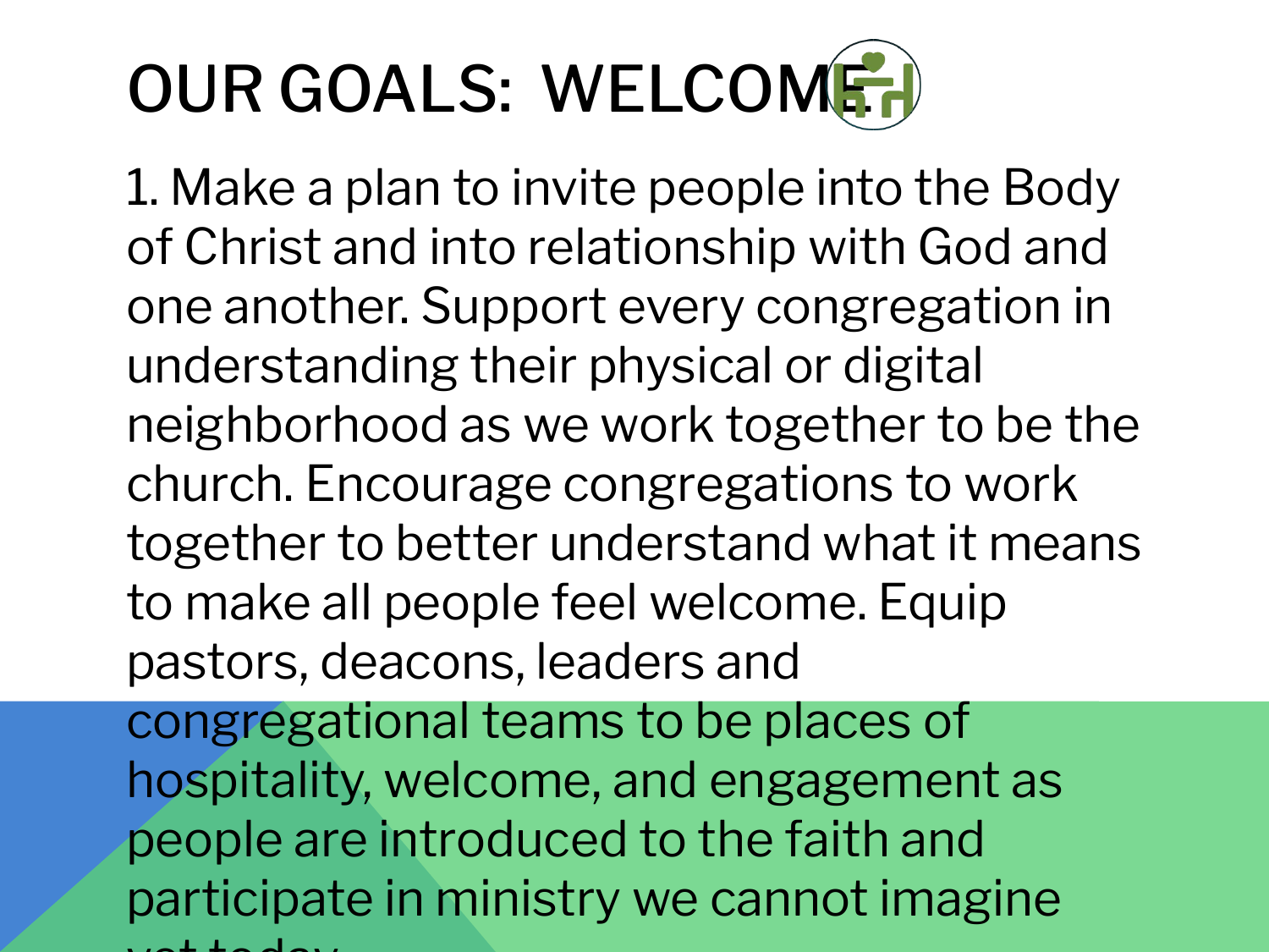# OUR GOALS: WELCOME

1. Make a plan to invite people into the Body of Christ and into relationship with God and one another. Support every congregation in understanding their physical or digital neighborhood as we work together to be the church. Encourage congregations to work together to better understand what it means to make all people feel welcome. Equip pastors, deacons, leaders and congregational teams to be places of hospitality, welcome, and engagement as people are introduced to the faith and participate in ministry we cannot imagine yet today.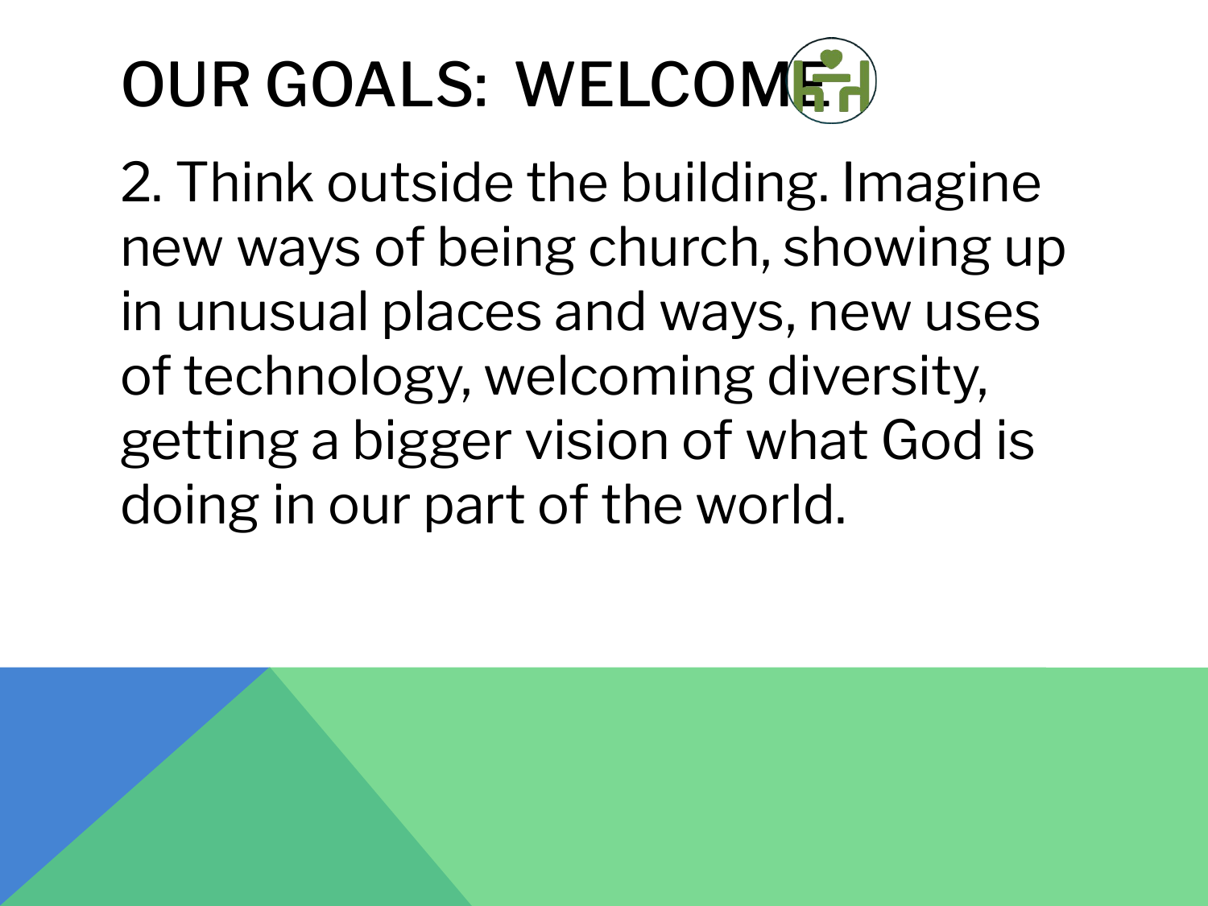# OUR GOALS: WELCOME

2. Think outside the building. Imagine new ways of being church, showing up in unusual places and ways, new uses of technology, welcoming diversity, getting a bigger vision of what God is doing in our part of the world.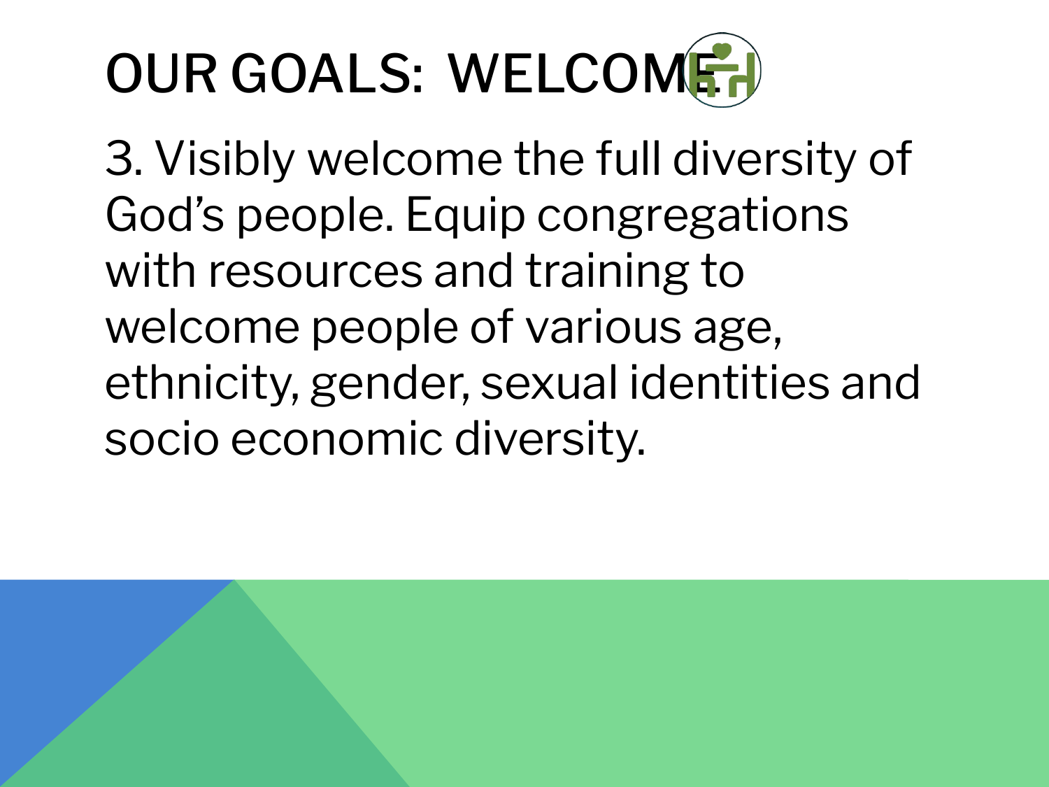# OUR GOALS: WELCOME

3. Visibly welcome the full diversity of God's people. Equip congregations with resources and training to welcome people of various age, ethnicity, gender, sexual identities and socio economic diversity.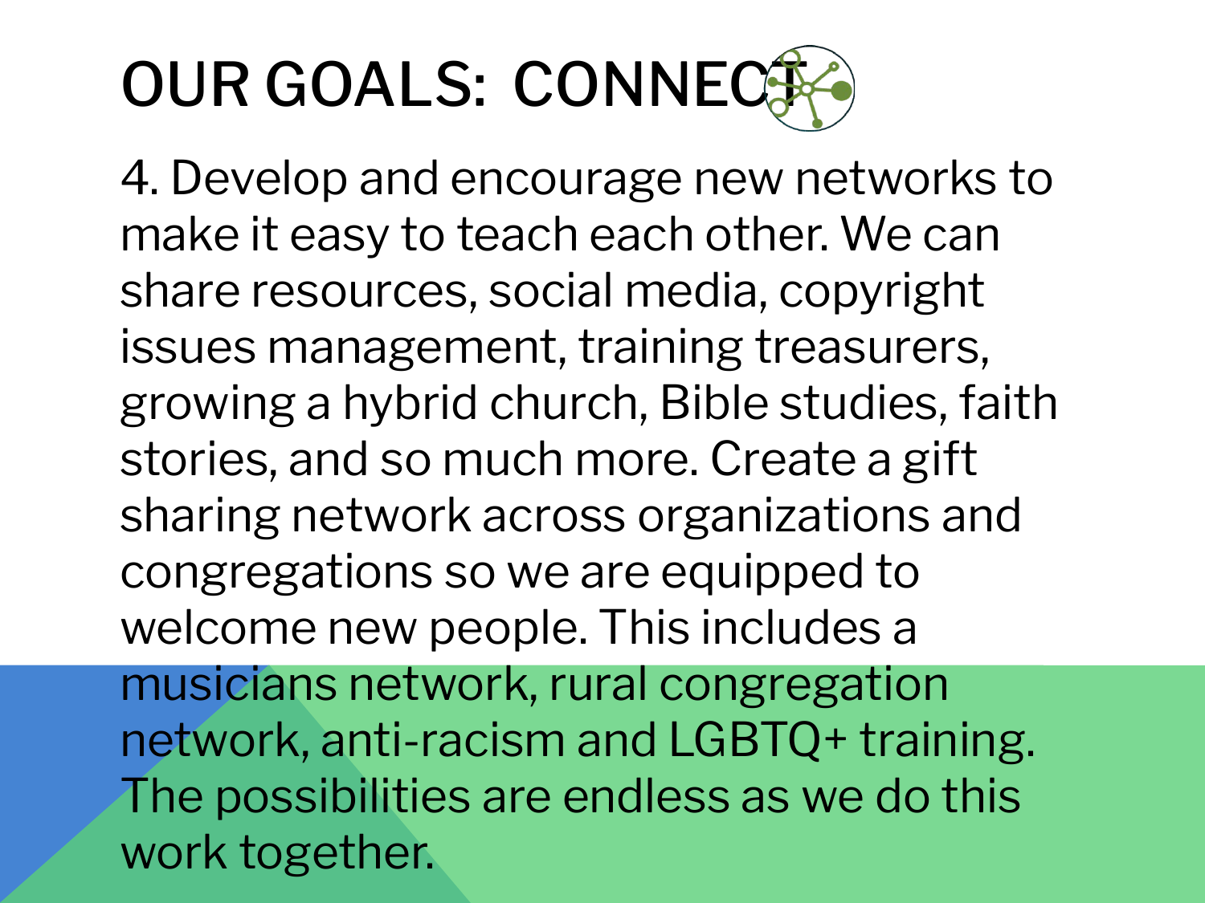# OUR GOALS: CONNECT

4. Develop and encourage new networks to make it easy to teach each other. We can share resources, social media, copyright issues management, training treasurers, growing a hybrid church, Bible studies, faith stories, and so much more. Create a gift sharing network across organizations and congregations so we are equipped to welcome new people. This includes a musicians network, rural congregation network, anti-racism and LGBTQ+ training. The possibilities are endless as we do this work together.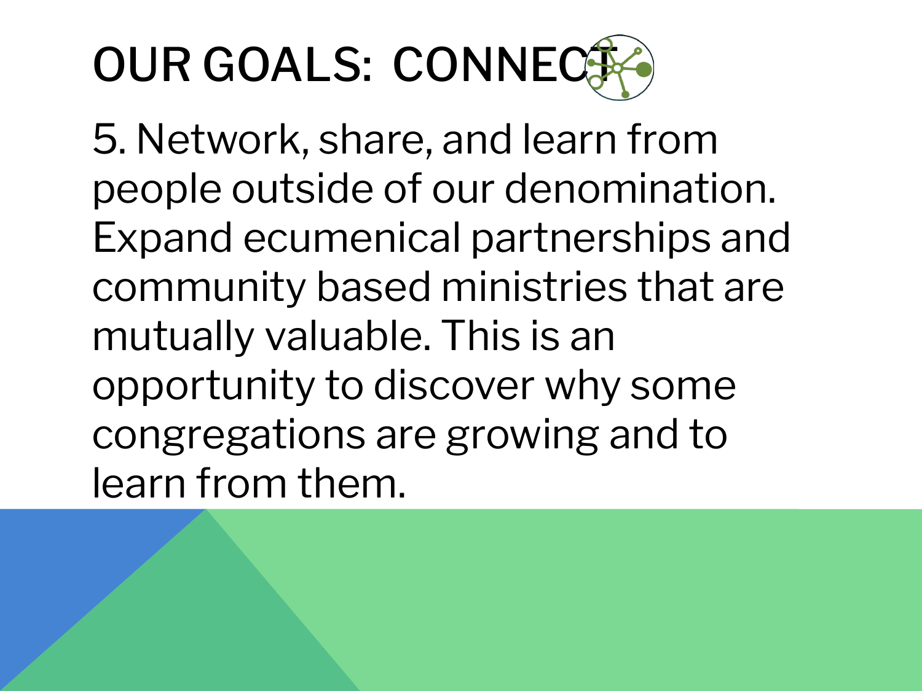# OUR GOALS: CONNECT

5. Network, share, and learn from people outside of our denomination. Expand ecumenical partnerships and community based ministries that are mutually valuable. This is an opportunity to discover why some congregations are growing and to learn from them.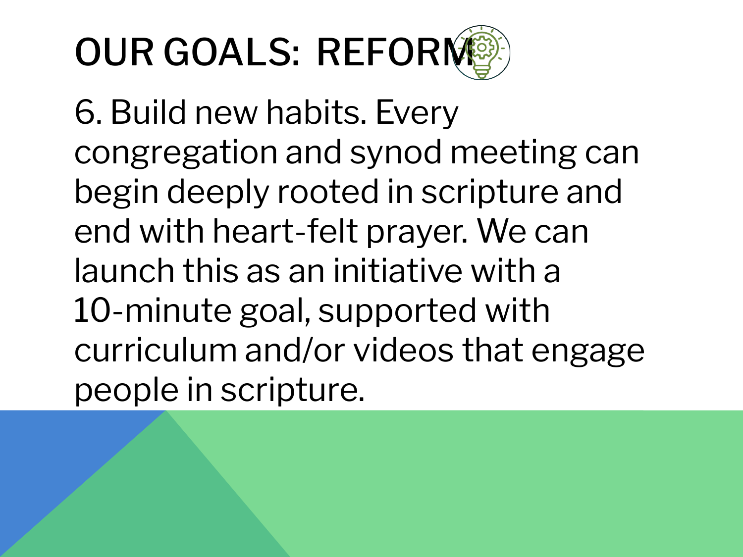# OUR GOALS: REFORM

6. Build new habits. Every congregation and synod meeting can begin deeply rooted in scripture and end with heart-felt prayer. We can launch this as an initiative with a 10-minute goal, supported with curriculum and/or videos that engage people in scripture.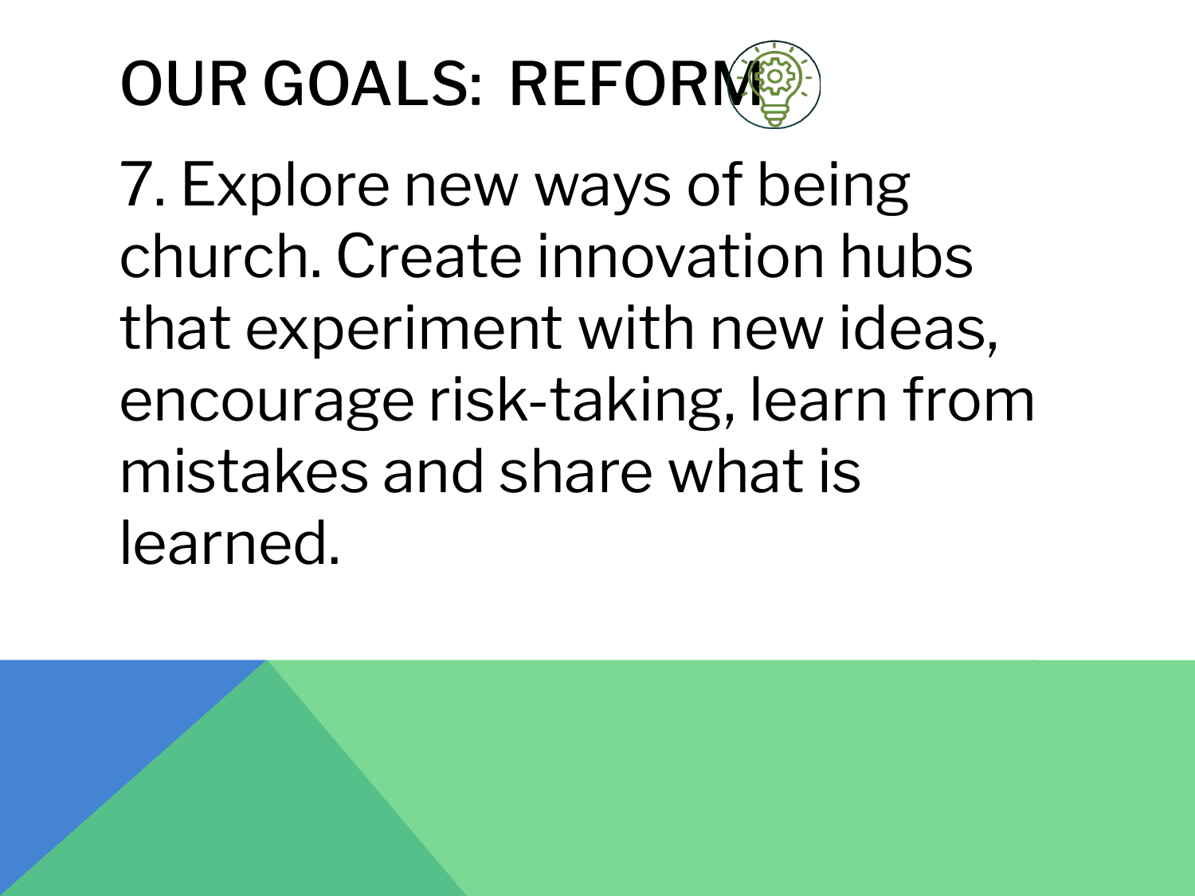# OUR GOALS: REFORM

7. Explore new ways of being church. Create innovation hubs that experiment with new ideas, encourage risk-taking, learn from mistakes and share what is learned.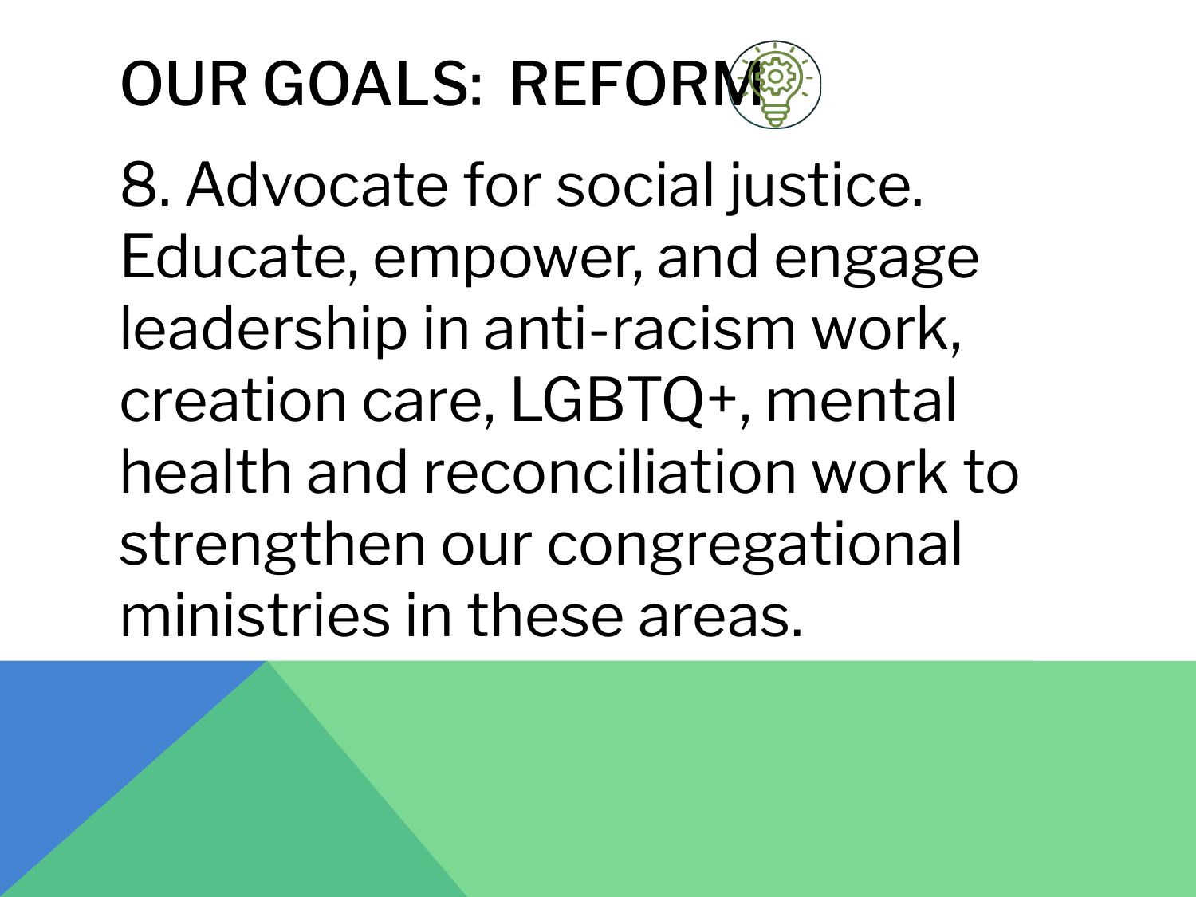# OUR GOALS: REFORM

8. Advocate for social justice. Educate, empower, and engage leadership in anti-racism work, creation care, LGBTQ+, mental health and reconciliation work to strengthen our congregational ministries in these areas.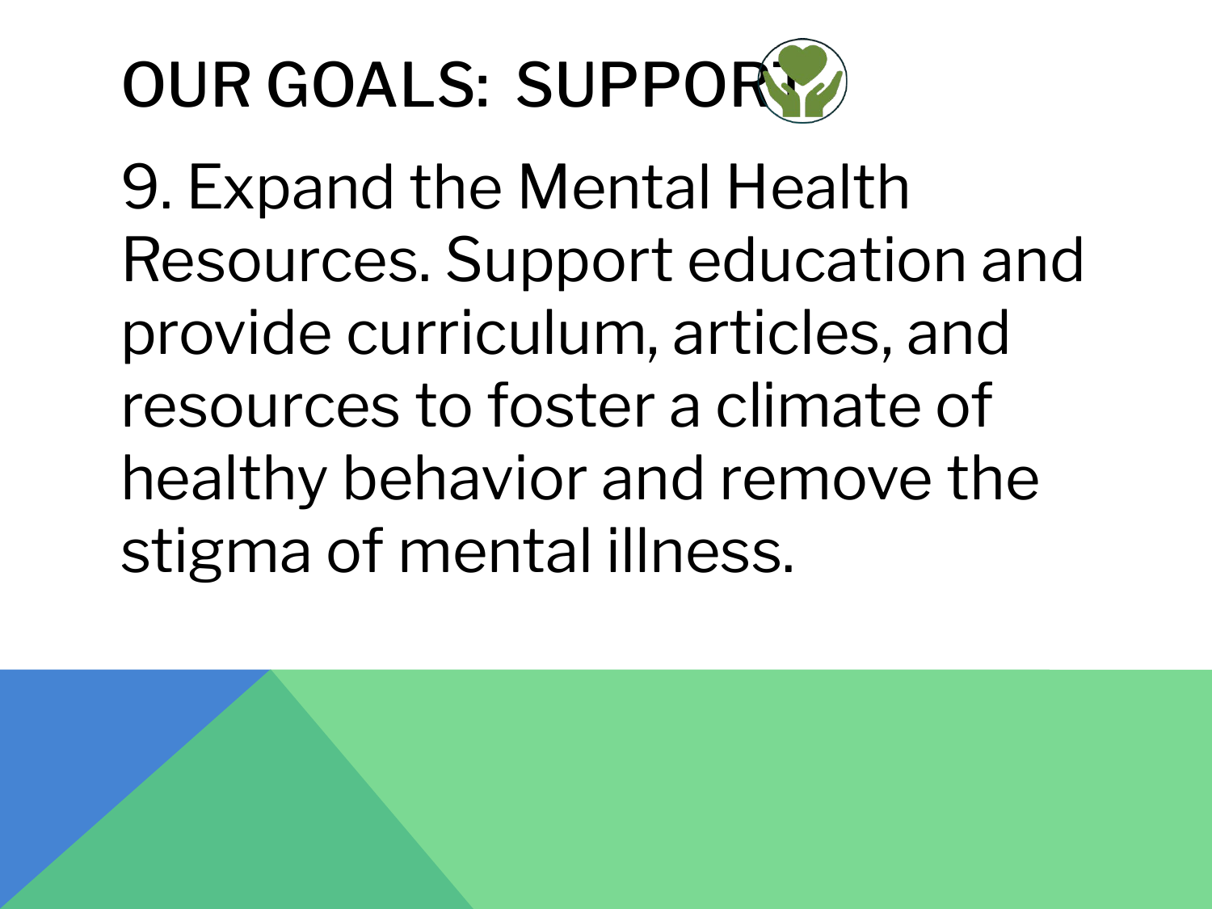# OUR GOALS: SUPPORT

9. Expand the Mental Health Resources. Support education and provide curriculum, articles, and resources to foster a climate of healthy behavior and remove the stigma of mental illness.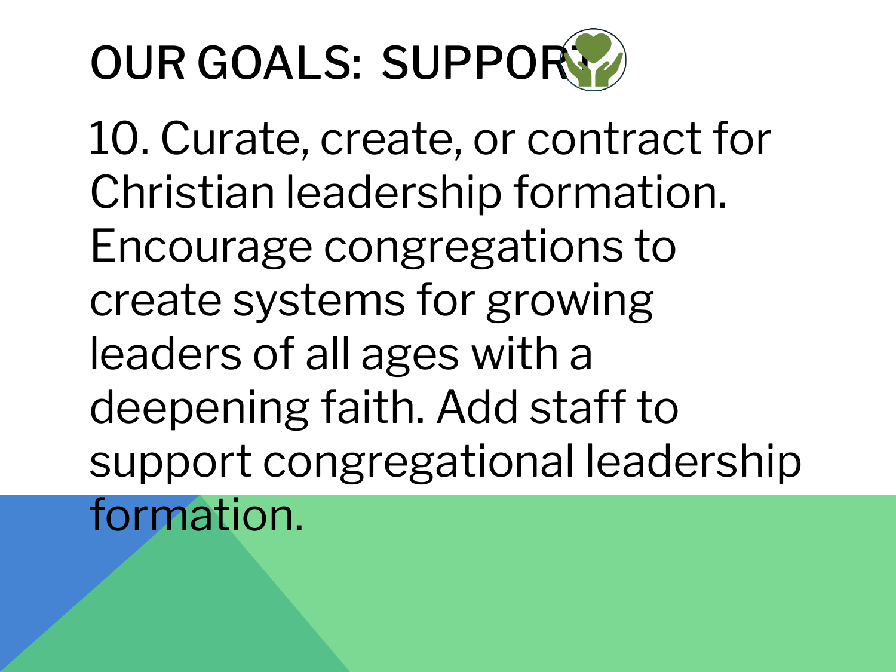# OUR GOALS: SUPPORT

10. Curate, create, or contract for Christian leadership formation. Encourage congregations to create systems for growing leaders of all ages with a deepening faith. Add staff to support congregational leadership formation.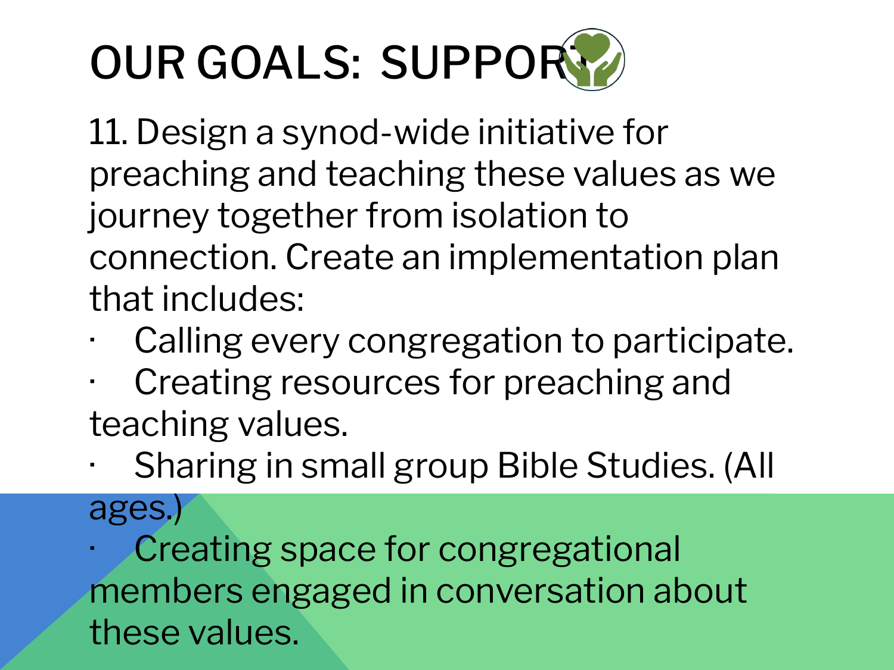# OUR GOALS: SUPPORT

11. Design a synod-wide initiative for preaching and teaching these values as we journey together from isolation to connection. Create an implementation plan that includes:

- Calling every congregation to participate.
- Creating resources for preaching and teaching values.
- Sharing in small group Bible Studies. (All ages.)
- Creating space for congregational members engaged in conversation about these values.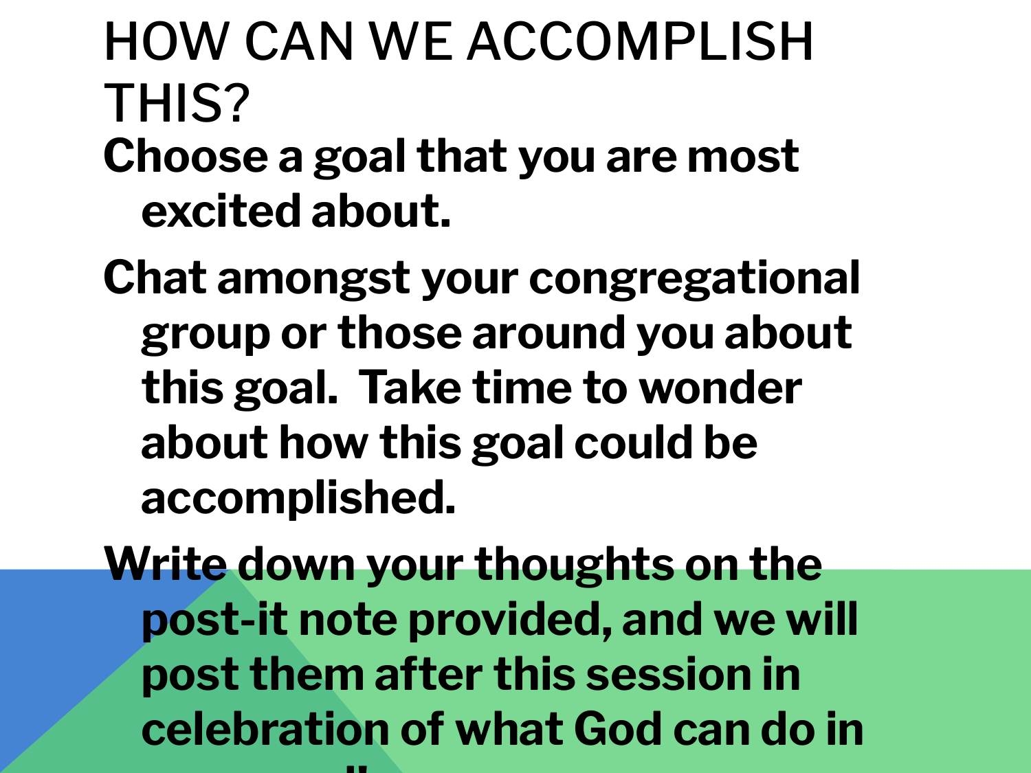# HOW CAN WE ACCOMPLISH THIS?

**Choose a goal that you are most excited about.**

**Chat amongst your congregational group or those around you about this goal. Take time to wonder about how this goal could be accomplished.**

**Write down your thoughts on the post-it note provided, and we will post them after this session in celebration of what God can do in**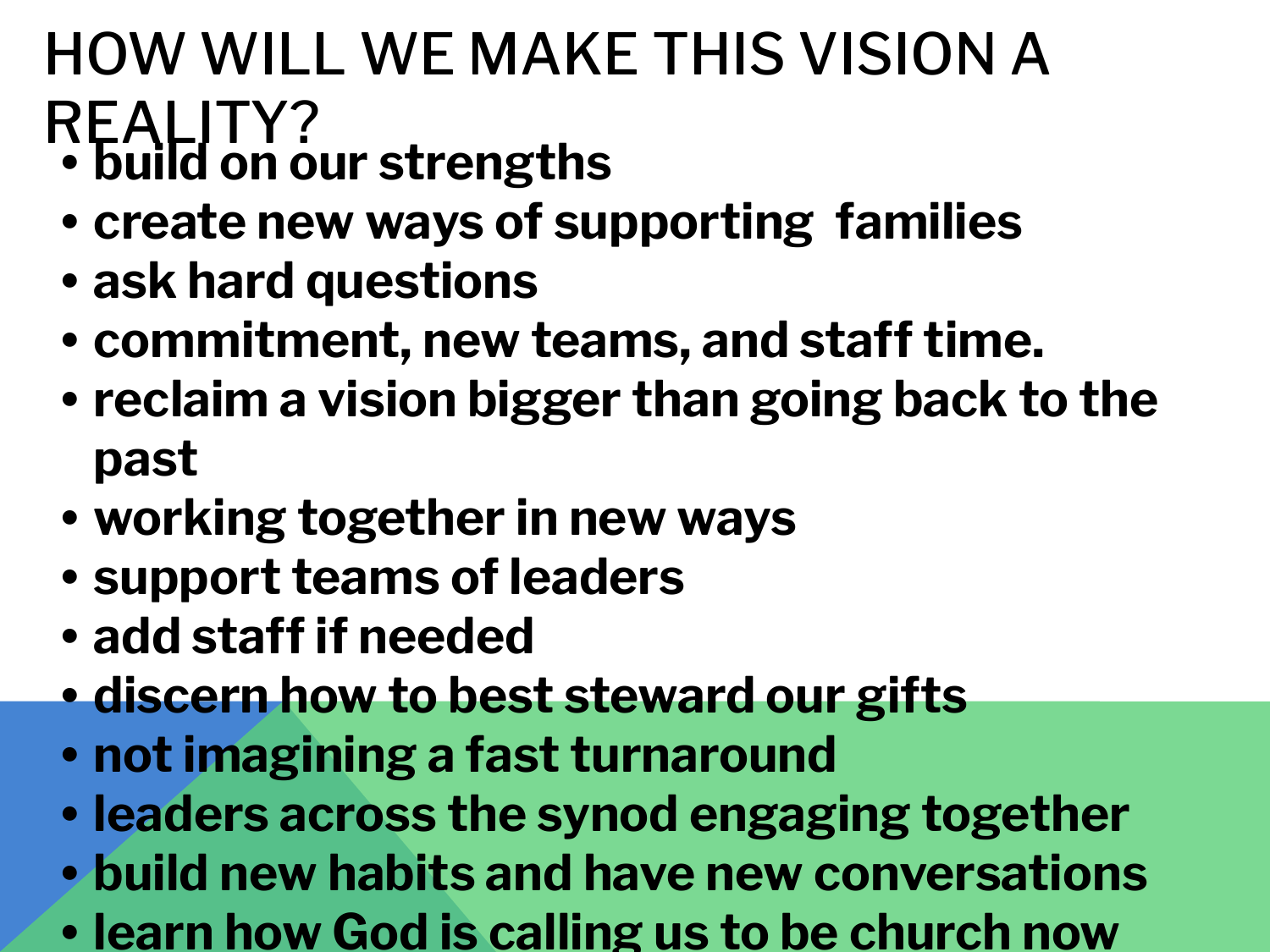# HOW WILL WE MAKE THIS VISION A REALITY?

- **build on our strengths**
- **create new ways of supporting families**
- **ask hard questions**
- **commitment, new teams, and staff time.**
- **reclaim a vision bigger than going back to the past**
- **working together in new ways**
- **support teams of leaders**
- **add staff if needed**
- **discern how to best steward our gifts**
- **not imagining a fast turnaround**
- **leaders across the synod engaging together**
- **build new habits and have new conversations**
- **learn how God is calling us to be church now**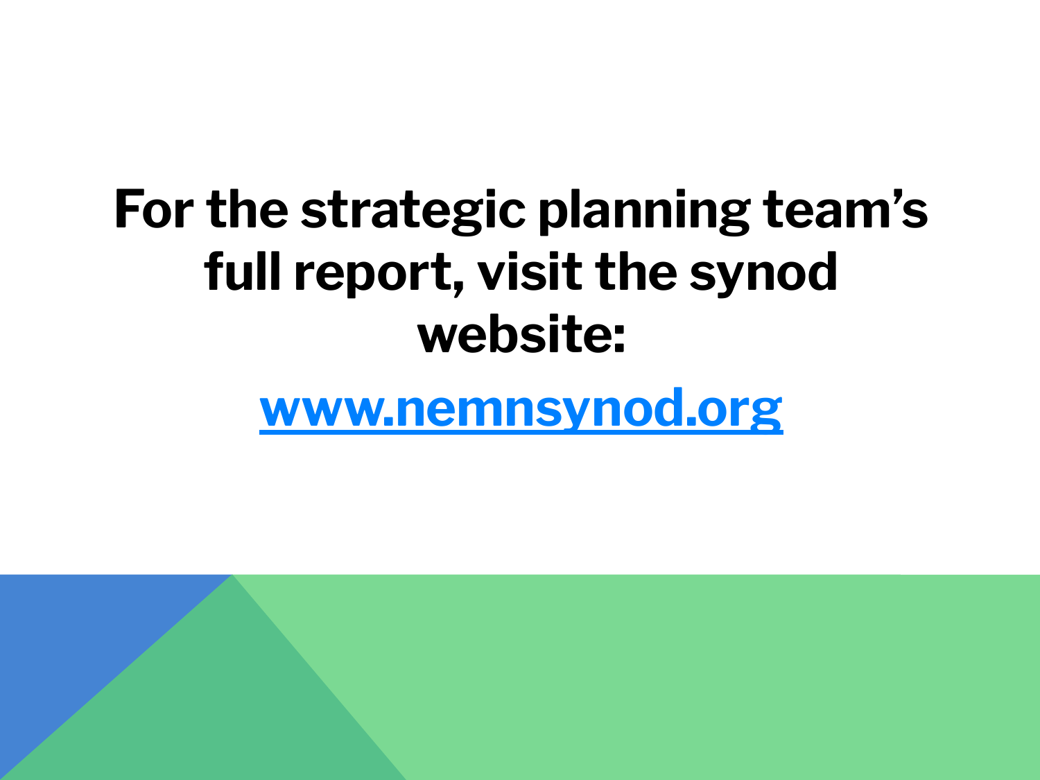# For the strategic planning team's full report, visit the synod website:

[www.nemnsynod.org](http://www.nemnsynod.org)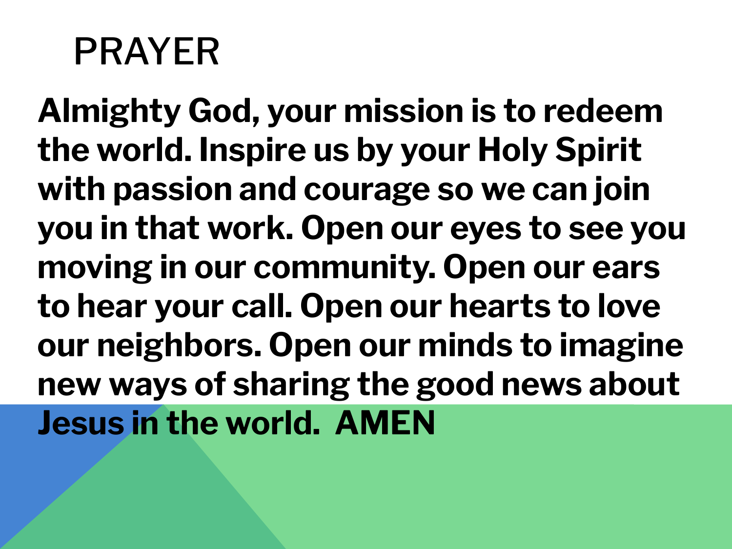# PRAYER

**Almighty God, your mission is to redeem the world. Inspire us by your Holy Spirit with passion and courage so we can join you in that work. Open our eyes to see you moving in our community. Open our ears to hear your call. Open our hearts to love our neighbors. Open our minds to imagine new ways of sharing the good news about Jesus in the world. AMEN**